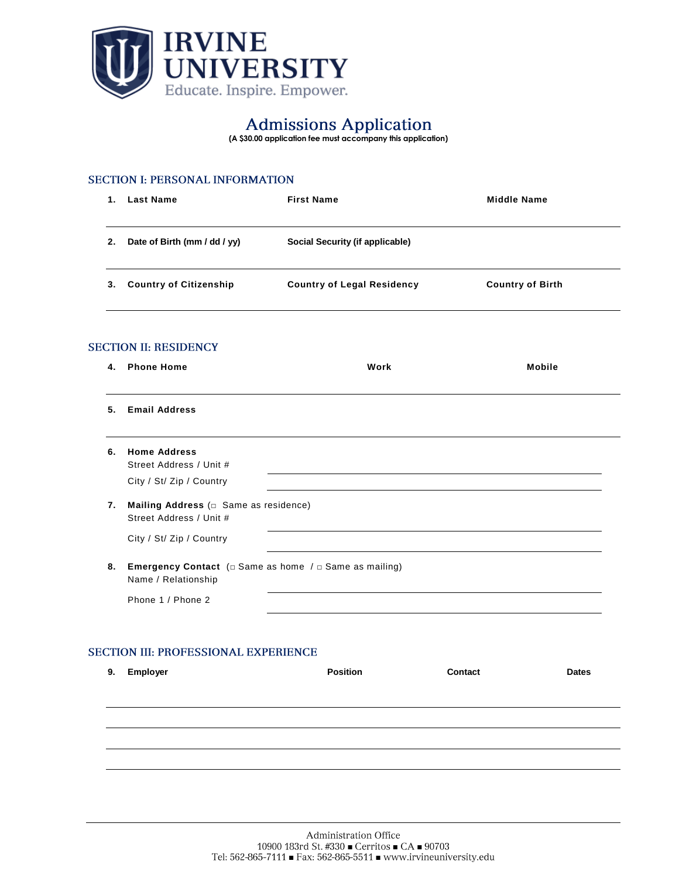**IRVINE UNIVERSITY**
Educate. Inspire. Empower.

# Admissions Application

**(A $30.00 application fee must accompany this application)**

## SECTION I: PERSONAL INFORMATION

**1.** **Last Name** | **First Name** | **Middle Name**

**2.** **Date of Birth (mm / dd / yy)** | **Social Security (if applicable)**

**3.** **Country of Citizenship** | **Country of Legal Residency** | **Country of Birth**

## SECTION II: RESIDENCY

**4.** **Phone Home** | **Work** | **Mobile**

**5.** **Email Address**

**6.** **Home Address**
Street Address / Unit # ______________________
City / St/ Zip / Country ______________________

**7.** **Mailing Address** (□ Same as residence)
Street Address / Unit # ______________________
City / St/ Zip / Country ______________________

**8.** **Emergency Contact** (□ Same as home / □ Same as mailing)
Name / Relationship ______________________
Phone 1 / Phone 2 ______________________

## SECTION III: PROFESSIONAL EXPERIENCE

| 9. Employer | Position | Contact | Dates |
|---|---|---|---|
| | | | |
| | | | |
| | | | |
| | | | |

Administration Office
10900 183rd St. #330 ■ Cerritos ■ CA ■ 90703
Tel: 562-865-7111 ■ Fax: 562-865-5511 ■ www.irvineuniversity.edu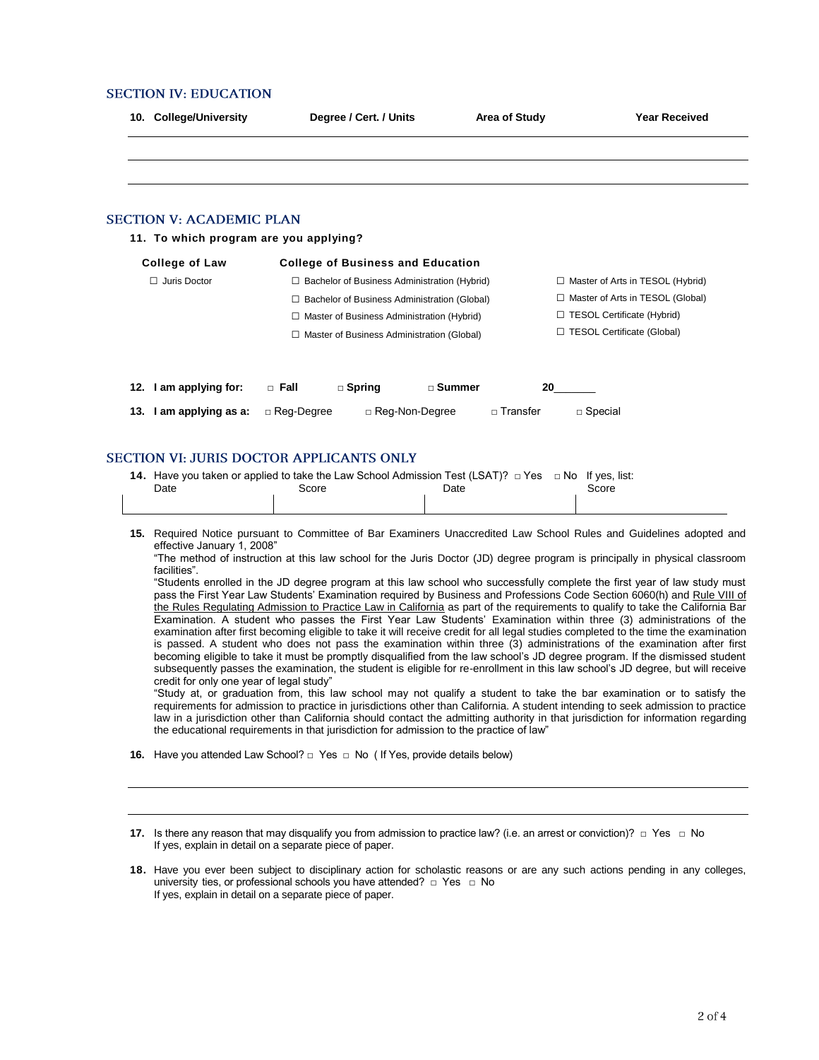## SECTION IV: EDUCATION

| 10. College/University | Degree / Cert. / Units | Area of Study | Year Received |
|---|---|---|---|
| | | | |
| | | | |

## SECTION V: ACADEMIC PLAN

**11. To which program are you applying?**

| College of Law | College of Business and Education | |
|---|---|---|
| ☐ Juris Doctor | ☐ Bachelor of Business Administration (Hybrid) | ☐ Master of Arts in TESOL (Hybrid) |
| | ☐ Bachelor of Business Administration (Global) | ☐ Master of Arts in TESOL (Global) |
| | ☐ Master of Business Administration (Hybrid) | ☐ TESOL Certificate (Hybrid) |
| | ☐ Master of Business Administration (Global) | ☐ TESOL Certificate (Global) |

**12. I am applying for:** □ **Fall** □ **Spring** □ **Summer** **20**_______

**13. I am applying as a:** □ Reg-Degree □ Reg-Non-Degree □ Transfer □ Special

## SECTION VI: JURIS DOCTOR APPLICANTS ONLY

**14.** Have you taken or applied to take the Law School Admission Test (LSAT)? □ Yes □ No If yes, list:

| Date | Score | Date | Score |
|---|---|---|---|
| | | | |

**15.** Required Notice pursuant to Committee of Bar Examiners Unaccredited Law School Rules and Guidelines adopted and effective January 1, 2008"

"The method of instruction at this law school for the Juris Doctor (JD) degree program is principally in physical classroom facilities".

"Students enrolled in the JD degree program at this law school who successfully complete the first year of law study must pass the First Year Law Students' Examination required by Business and Professions Code Section 6060(h) and Rule VIII of the Rules Regulating Admission to Practice Law in California as part of the requirements to qualify to take the California Bar Examination. A student who passes the First Year Law Students' Examination within three (3) administrations of the examination after first becoming eligible to take it will receive credit for all legal studies completed to the time the examination is passed. A student who does not pass the examination within three (3) administrations of the examination after first becoming eligible to take it must be promptly disqualified from the law school's JD degree program. If the dismissed student subsequently passes the examination, the student is eligible for re-enrollment in this law school's JD degree, but will receive credit for only one year of legal study"

"Study at, or graduation from, this law school may not qualify a student to take the bar examination or to satisfy the requirements for admission to practice in jurisdictions other than California. A student intending to seek admission to practice law in a jurisdiction other than California should contact the admitting authority in that jurisdiction for information regarding the educational requirements in that jurisdiction for admission to the practice of law"

**16.** Have you attended Law School? □ Yes □ No ( If Yes, provide details below)

______________________________________________

______________________________________________

**17.** Is there any reason that may disqualify you from admission to practice law? (i.e. an arrest or conviction)? □ Yes □ No
If yes, explain in detail on a separate piece of paper.

**18.** Have you ever been subject to disciplinary action for scholastic reasons or are any such actions pending in any colleges, university ties, or professional schools you have attended? □ Yes □ No
If yes, explain in detail on a separate piece of paper.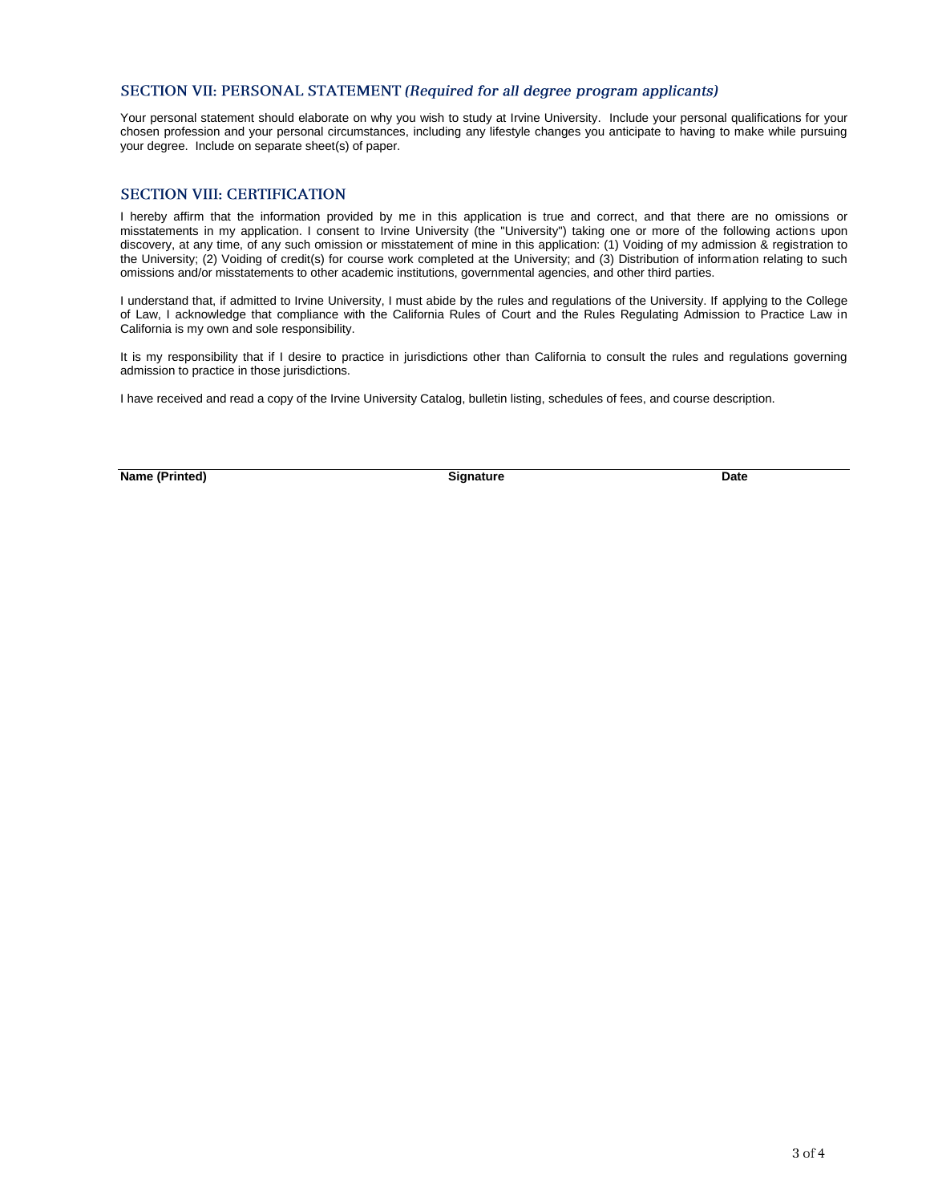## SECTION VII: PERSONAL STATEMENT *(Required for all degree program applicants)*

Your personal statement should elaborate on why you wish to study at Irvine University. Include your personal qualifications for your chosen profession and your personal circumstances, including any lifestyle changes you anticipate to having to make while pursuing your degree. Include on separate sheet(s) of paper.

## SECTION VIII: CERTIFICATION

I hereby affirm that the information provided by me in this application is true and correct, and that there are no omissions or misstatements in my application. I consent to Irvine University (the "University") taking one or more of the following actions upon discovery, at any time, of any such omission or misstatement of mine in this application: (1) Voiding of my admission & registration to the University; (2) Voiding of credit(s) for course work completed at the University; and (3) Distribution of information relating to such omissions and/or misstatements to other academic institutions, governmental agencies, and other third parties.

I understand that, if admitted to Irvine University, I must abide by the rules and regulations of the University. If applying to the College of Law, I acknowledge that compliance with the California Rules of Court and the Rules Regulating Admission to Practice Law in California is my own and sole responsibility.

It is my responsibility that if I desire to practice in jurisdictions other than California to consult the rules and regulations governing admission to practice in those jurisdictions.

I have received and read a copy of the Irvine University Catalog, bulletin listing, schedules of fees, and course description.

| **Name (Printed)** | **Signature** | **Date** |
| --- | --- | --- |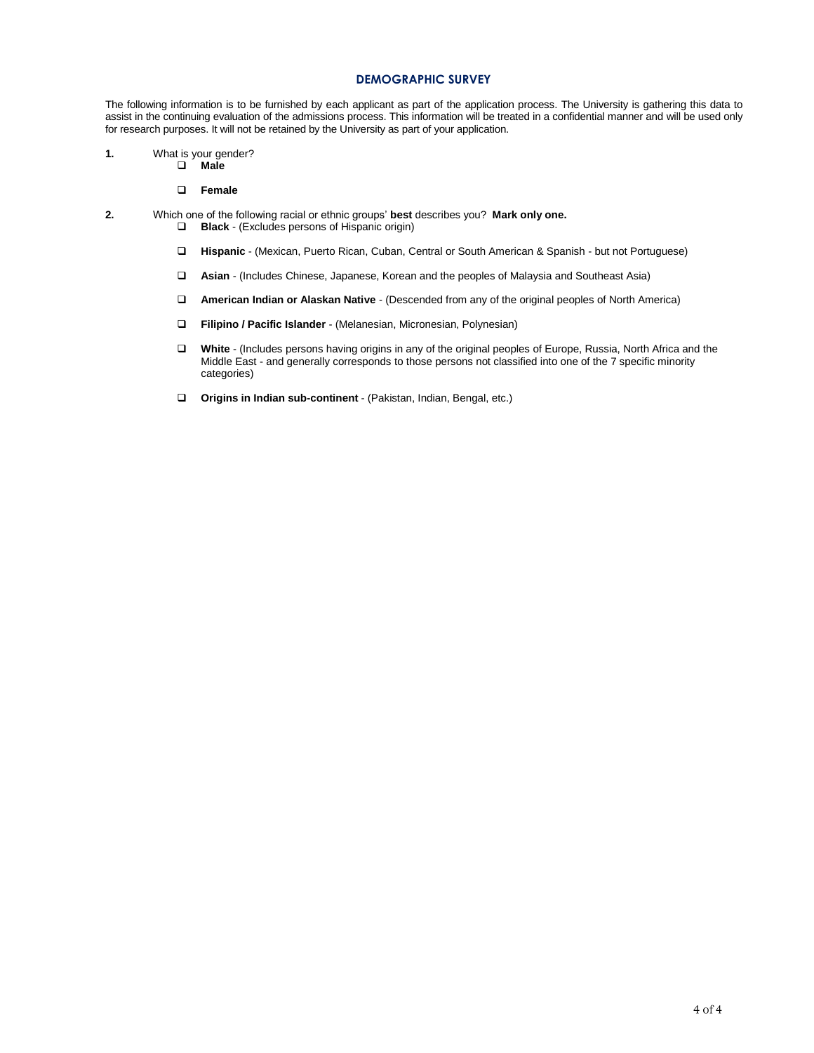## DEMOGRAPHIC SURVEY

The following information is to be furnished by each applicant as part of the application process. The University is gathering this data to assist in the continuing evaluation of the admissions process. This information will be treated in a confidential manner and will be used only for research purposes. It will not be retained by the University as part of your application.

**1.** What is your gender?

- ❑ **Male**
- ❑ **Female**

**2.** Which one of the following racial or ethnic groups' **best** describes you? **Mark only one.**

- ❑ **Black** - (Excludes persons of Hispanic origin)
- ❑ **Hispanic** - (Mexican, Puerto Rican, Cuban, Central or South American & Spanish - but not Portuguese)
- ❑ **Asian** - (Includes Chinese, Japanese, Korean and the peoples of Malaysia and Southeast Asia)
- ❑ **American Indian or Alaskan Native** - (Descended from any of the original peoples of North America)
- ❑ **Filipino / Pacific Islander** - (Melanesian, Micronesian, Polynesian)
- ❑ **White** - (Includes persons having origins in any of the original peoples of Europe, Russia, North Africa and the Middle East - and generally corresponds to those persons not classified into one of the 7 specific minority categories)
- ❑ **Origins in Indian sub-continent** - (Pakistan, Indian, Bengal, etc.)